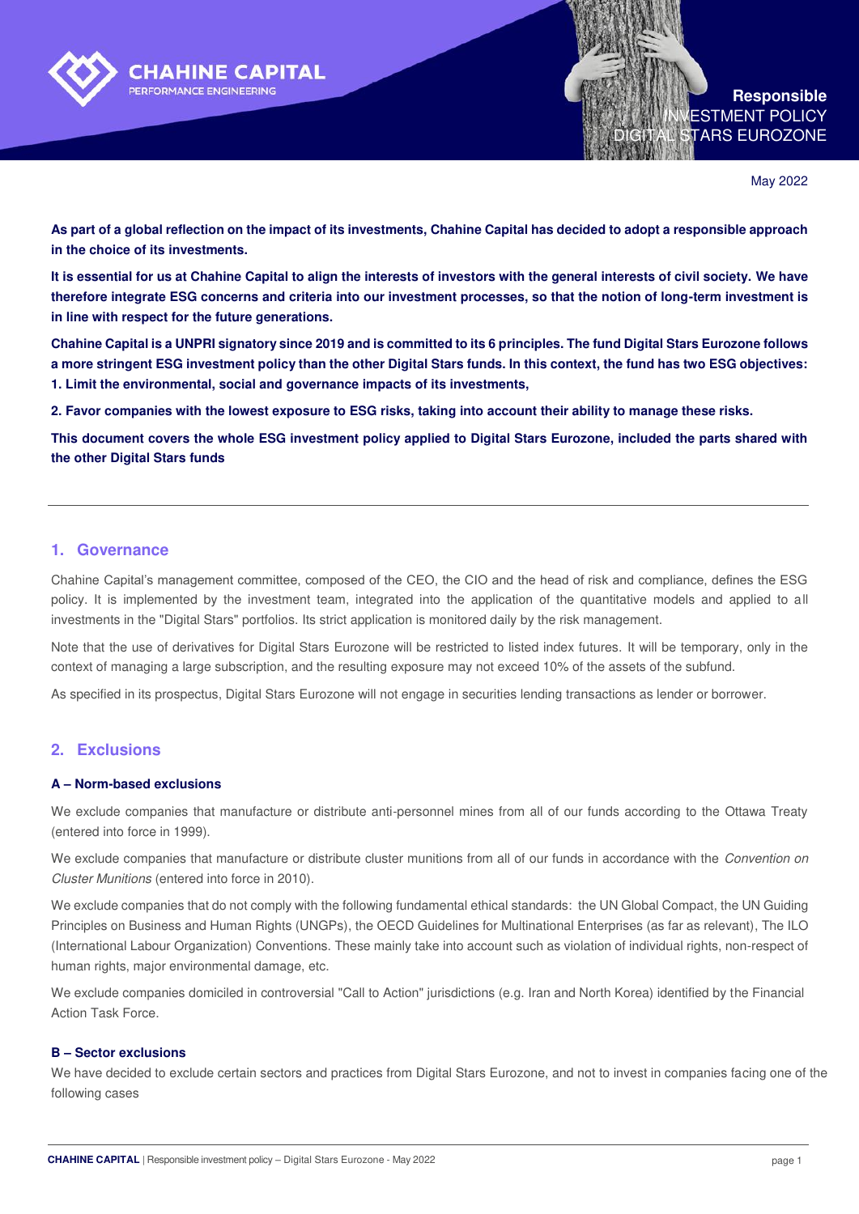CHAHINE CAPITAL
PERFORMANCE ENGINEERING

# Responsible INVESTMENT POLICY DIGITAL STARS EUROZONE

May 2022

**As part of a global reflection on the impact of its investments, Chahine Capital has decided to adopt a responsible approach in the choice of its investments.**

**It is essential for us at Chahine Capital to align the interests of investors with the general interests of civil society. We have therefore integrate ESG concerns and criteria into our investment processes, so that the notion of long-term investment is in line with respect for the future generations.**

**Chahine Capital is a UNPRI signatory since 2019 and is committed to its 6 principles. The fund Digital Stars Eurozone follows a more stringent ESG investment policy than the other Digital Stars funds. In this context, the fund has two ESG objectives:**
**1. Limit the environmental, social and governance impacts of its investments,**

**2. Favor companies with the lowest exposure to ESG risks, taking into account their ability to manage these risks.**

**This document covers the whole ESG investment policy applied to Digital Stars Eurozone, included the parts shared with the other Digital Stars funds**

---

## 1. Governance

Chahine Capital's management committee, composed of the CEO, the CIO and the head of risk and compliance, defines the ESG policy. It is implemented by the investment team, integrated into the application of the quantitative models and applied to all investments in the "Digital Stars" portfolios. Its strict application is monitored daily by the risk management.

Note that the use of derivatives for Digital Stars Eurozone will be restricted to listed index futures. It will be temporary, only in the context of managing a large subscription, and the resulting exposure may not exceed 10% of the assets of the subfund.

As specified in its prospectus, Digital Stars Eurozone will not engage in securities lending transactions as lender or borrower.

## 2. Exclusions

### A – Norm-based exclusions

We exclude companies that manufacture or distribute anti-personnel mines from all of our funds according to the Ottawa Treaty (entered into force in 1999).

We exclude companies that manufacture or distribute cluster munitions from all of our funds in accordance with the *Convention on Cluster Munitions* (entered into force in 2010).

We exclude companies that do not comply with the following fundamental ethical standards: the UN Global Compact, the UN Guiding Principles on Business and Human Rights (UNGPs), the OECD Guidelines for Multinational Enterprises (as far as relevant), The ILO (International Labour Organization) Conventions. These mainly take into account such as violation of individual rights, non-respect of human rights, major environmental damage, etc.

We exclude companies domiciled in controversial "Call to Action" jurisdictions (e.g. Iran and North Korea) identified by the Financial Action Task Force.

### B – Sector exclusions

We have decided to exclude certain sectors and practices from Digital Stars Eurozone, and not to invest in companies facing one of the following cases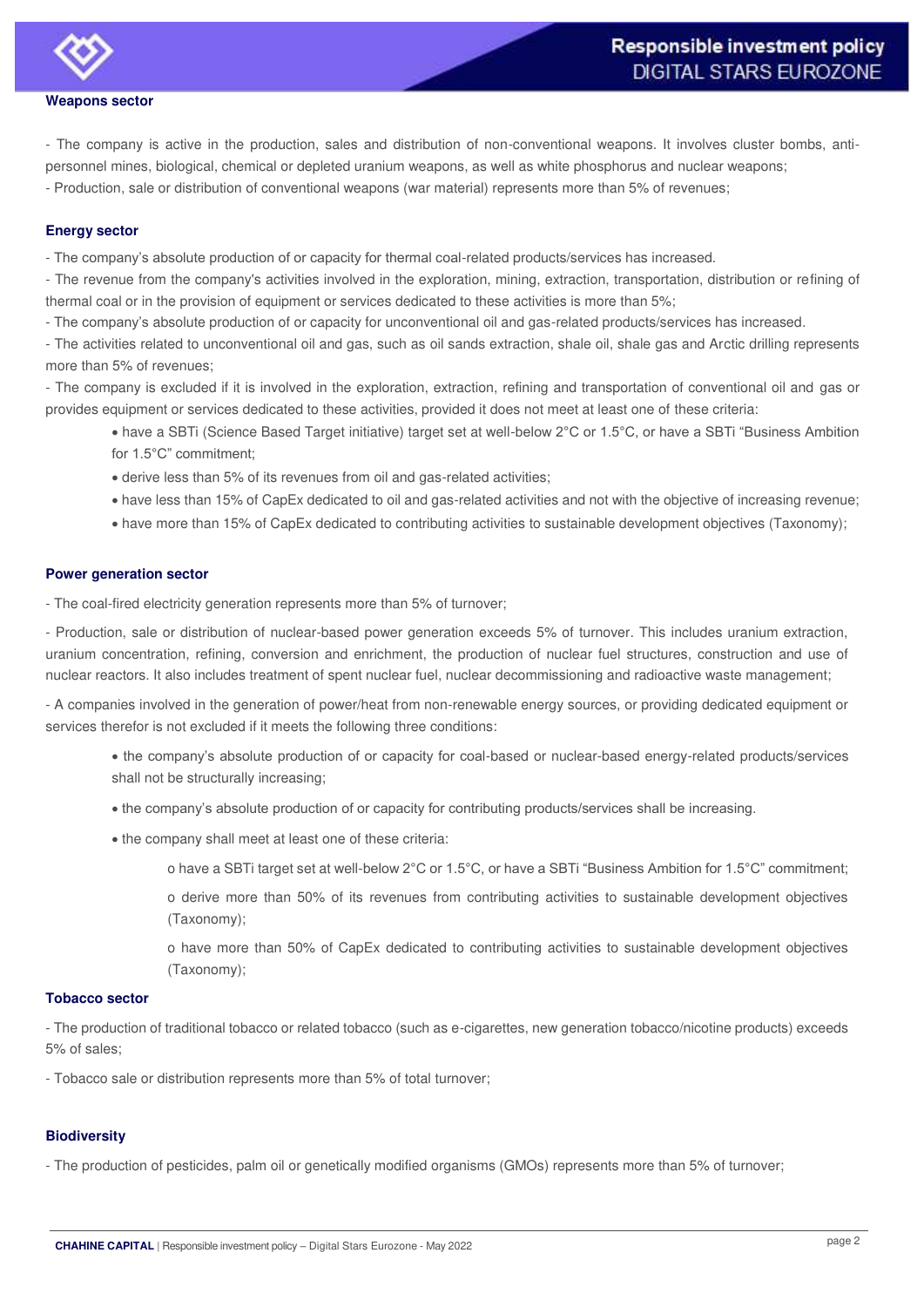**Weapons sector**

- The company is active in the production, sales and distribution of non-conventional weapons. It involves cluster bombs, anti-personnel mines, biological, chemical or depleted uranium weapons, as well as white phosphorus and nuclear weapons;
- Production, sale or distribution of conventional weapons (war material) represents more than 5% of revenues;

**Energy sector**

- The company's absolute production of or capacity for thermal coal-related products/services has increased.
- The revenue from the company's activities involved in the exploration, mining, extraction, transportation, distribution or refining of thermal coal or in the provision of equipment or services dedicated to these activities is more than 5%;
- The company's absolute production of or capacity for unconventional oil and gas-related products/services has increased.
- The activities related to unconventional oil and gas, such as oil sands extraction, shale oil, shale gas and Arctic drilling represents more than 5% of revenues;
- The company is excluded if it is involved in the exploration, extraction, refining and transportation of conventional oil and gas or provides equipment or services dedicated to these activities, provided it does not meet at least one of these criteria:
    - have a SBTi (Science Based Target initiative) target set at well-below 2°C or 1.5°C, or have a SBTi "Business Ambition for 1.5°C" commitment;
    - derive less than 5% of its revenues from oil and gas-related activities;
    - have less than 15% of CapEx dedicated to oil and gas-related activities and not with the objective of increasing revenue;
    - have more than 15% of CapEx dedicated to contributing activities to sustainable development objectives (Taxonomy);

**Power generation sector**

- The coal-fired electricity generation represents more than 5% of turnover;

- Production, sale or distribution of nuclear-based power generation exceeds 5% of turnover. This includes uranium extraction, uranium concentration, refining, conversion and enrichment, the production of nuclear fuel structures, construction and use of nuclear reactors. It also includes treatment of spent nuclear fuel, nuclear decommissioning and radioactive waste management;

- A companies involved in the generation of power/heat from non-renewable energy sources, or providing dedicated equipment or services therefor is not excluded if it meets the following three conditions:

    - the company's absolute production of or capacity for coal-based or nuclear-based energy-related products/services shall not be structurally increasing;
    - the company's absolute production of or capacity for contributing products/services shall be increasing.
    - the company shall meet at least one of these criteria:
        - have a SBTi target set at well-below 2°C or 1.5°C, or have a SBTi "Business Ambition for 1.5°C" commitment;
        - derive more than 50% of its revenues from contributing activities to sustainable development objectives (Taxonomy);
        - have more than 50% of CapEx dedicated to contributing activities to sustainable development objectives (Taxonomy);

**Tobacco sector**

- The production of traditional tobacco or related tobacco (such as e-cigarettes, new generation tobacco/nicotine products) exceeds 5% of sales;

- Tobacco sale or distribution represents more than 5% of total turnover;

**Biodiversity**

- The production of pesticides, palm oil or genetically modified organisms (GMOs) represents more than 5% of turnover;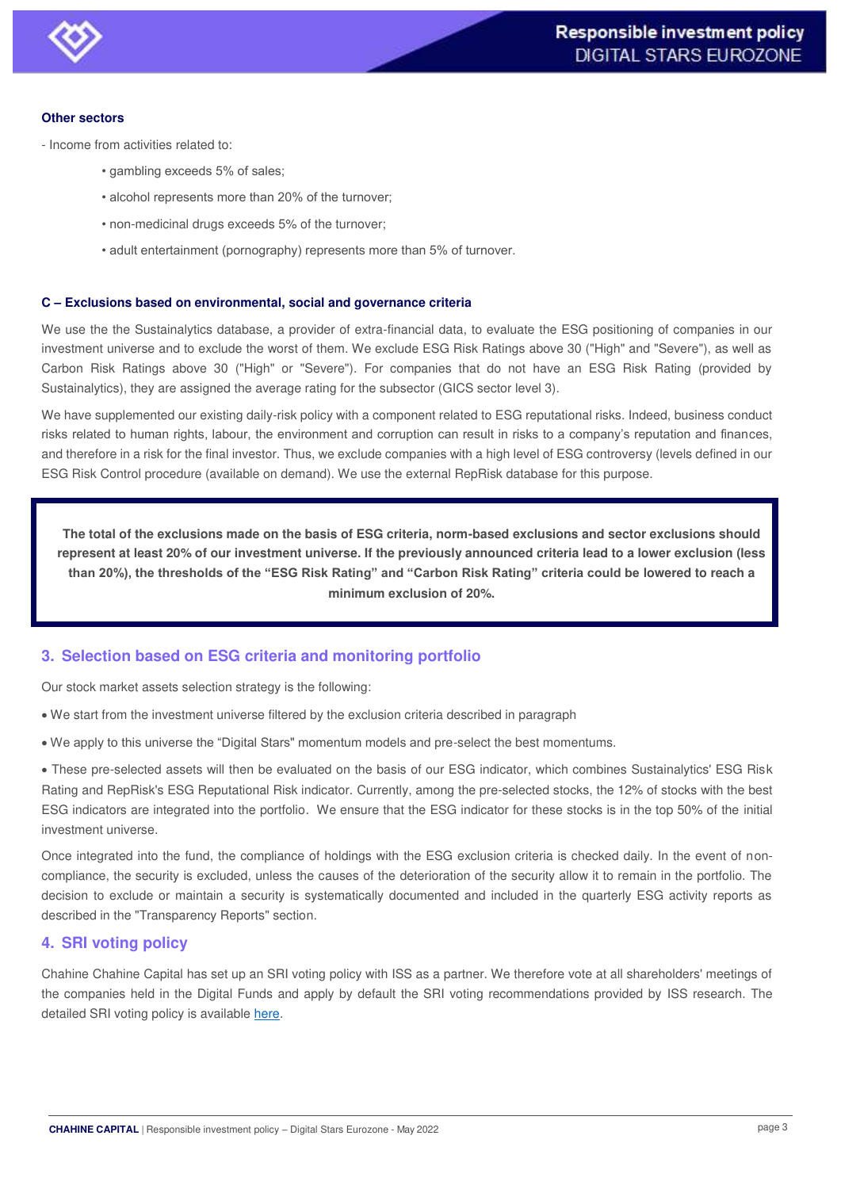#### Other sectors

- Income from activities related to:

  - gambling exceeds 5% of sales;
  - alcohol represents more than 20% of the turnover;
  - non-medicinal drugs exceeds 5% of the turnover;
  - adult entertainment (pornography) represents more than 5% of turnover.

#### C – Exclusions based on environmental, social and governance criteria

We use the the Sustainalytics database, a provider of extra-financial data, to evaluate the ESG positioning of companies in our investment universe and to exclude the worst of them. We exclude ESG Risk Ratings above 30 ("High" and "Severe"), as well as Carbon Risk Ratings above 30 ("High" or "Severe"). For companies that do not have an ESG Risk Rating (provided by Sustainalytics), they are assigned the average rating for the subsector (GICS sector level 3).

We have supplemented our existing daily-risk policy with a component related to ESG reputational risks. Indeed, business conduct risks related to human rights, labour, the environment and corruption can result in risks to a company's reputation and finances, and therefore in a risk for the final investor. Thus, we exclude companies with a high level of ESG controversy (levels defined in our ESG Risk Control procedure (available on demand). We use the external RepRisk database for this purpose.

**The total of the exclusions made on the basis of ESG criteria, norm-based exclusions and sector exclusions should represent at least 20% of our investment universe. If the previously announced criteria lead to a lower exclusion (less than 20%), the thresholds of the "ESG Risk Rating" and "Carbon Risk Rating" criteria could be lowered to reach a minimum exclusion of 20%.**

## 3. Selection based on ESG criteria and monitoring portfolio

Our stock market assets selection strategy is the following:

- We start from the investment universe filtered by the exclusion criteria described in paragraph
- We apply to this universe the "Digital Stars" momentum models and pre-select the best momentums.
- These pre-selected assets will then be evaluated on the basis of our ESG indicator, which combines Sustainalytics' ESG Risk Rating and RepRisk's ESG Reputational Risk indicator. Currently, among the pre-selected stocks, the 12% of stocks with the best ESG indicators are integrated into the portfolio. We ensure that the ESG indicator for these stocks is in the top 50% of the initial investment universe.

Once integrated into the fund, the compliance of holdings with the ESG exclusion criteria is checked daily. In the event of non-compliance, the security is excluded, unless the causes of the deterioration of the security allow it to remain in the portfolio. The decision to exclude or maintain a security is systematically documented and included in the quarterly ESG activity reports as described in the "Transparency Reports" section.

## 4. SRI voting policy

Chahine Chahine Capital has set up an SRI voting policy with ISS as a partner. We therefore vote at all shareholders' meetings of the companies held in the Digital Funds and apply by default the SRI voting recommendations provided by ISS research. The detailed SRI voting policy is available here.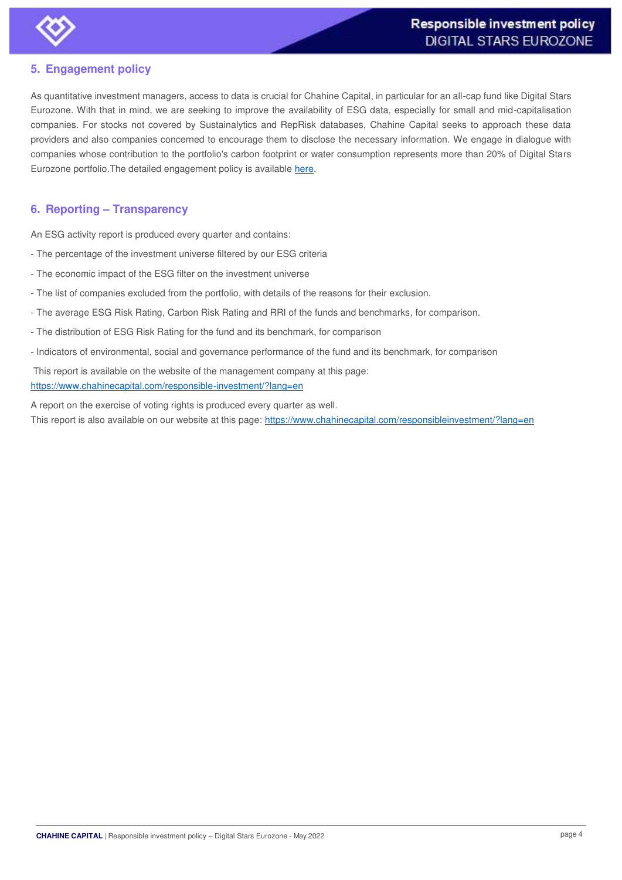## 5. Engagement policy

As quantitative investment managers, access to data is crucial for Chahine Capital, in particular for an all-cap fund like Digital Stars Eurozone. With that in mind, we are seeking to improve the availability of ESG data, especially for small and mid-capitalisation companies. For stocks not covered by Sustainalytics and RepRisk databases, Chahine Capital seeks to approach these data providers and also companies concerned to encourage them to disclose the necessary information. We engage in dialogue with companies whose contribution to the portfolio's carbon footprint or water consumption represents more than 20% of Digital Stars Eurozone portfolio.The detailed engagement policy is available here.

## 6. Reporting – Transparency

An ESG activity report is produced every quarter and contains:

- The percentage of the investment universe filtered by our ESG criteria
- The economic impact of the ESG filter on the investment universe
- The list of companies excluded from the portfolio, with details of the reasons for their exclusion.
- The average ESG Risk Rating, Carbon Risk Rating and RRI of the funds and benchmarks, for comparison.
- The distribution of ESG Risk Rating for the fund and its benchmark, for comparison
- Indicators of environmental, social and governance performance of the fund and its benchmark, for comparison

This report is available on the website of the management company at this page: https://www.chahinecapital.com/responsible-investment/?lang=en

A report on the exercise of voting rights is produced every quarter as well.
This report is also available on our website at this page: https://www.chahinecapital.com/responsibleinvestment/?lang=en